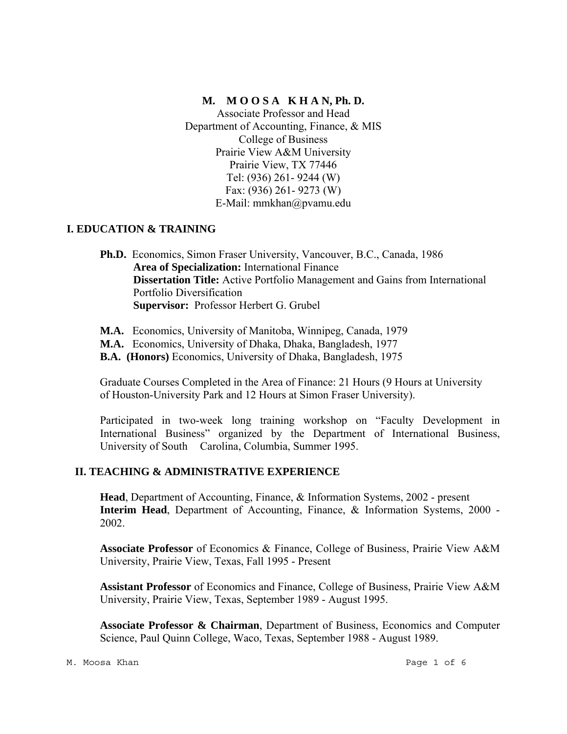**M. M O O S A K H A N, Ph. D.**
Associate Professor and Head
Department of Accounting, Finance, & MIS
College of Business
Prairie View A&M University
Prairie View, TX 77446
Tel: (936) 261- 9244 (W)
Fax: (936) 261- 9273 (W)
E-Mail: mmkhan@pvamu.edu

## I. EDUCATION & TRAINING

**Ph.D.** Economics, Simon Fraser University, Vancouver, B.C., Canada, 1986
**Area of Specialization:** International Finance
**Dissertation Title:** Active Portfolio Management and Gains from International Portfolio Diversification
**Supervisor:** Professor Herbert G. Grubel

**M.A.** Economics, University of Manitoba, Winnipeg, Canada, 1979
**M.A.** Economics, University of Dhaka, Dhaka, Bangladesh, 1977
**B.A. (Honors)** Economics, University of Dhaka, Bangladesh, 1975

Graduate Courses Completed in the Area of Finance: 21 Hours (9 Hours at University of Houston-University Park and 12 Hours at Simon Fraser University).

Participated in two-week long training workshop on "Faculty Development in International Business" organized by the Department of International Business, University of South Carolina, Columbia, Summer 1995.

## II. TEACHING & ADMINISTRATIVE EXPERIENCE

**Head**, Department of Accounting, Finance, & Information Systems, 2002 - present
**Interim Head**, Department of Accounting, Finance, & Information Systems, 2000 - 2002.

**Associate Professor** of Economics & Finance, College of Business, Prairie View A&M University, Prairie View, Texas, Fall 1995 - Present

**Assistant Professor** of Economics and Finance, College of Business, Prairie View A&M University, Prairie View, Texas, September 1989 - August 1995.

**Associate Professor & Chairman**, Department of Business, Economics and Computer Science, Paul Quinn College, Waco, Texas, September 1988 - August 1989.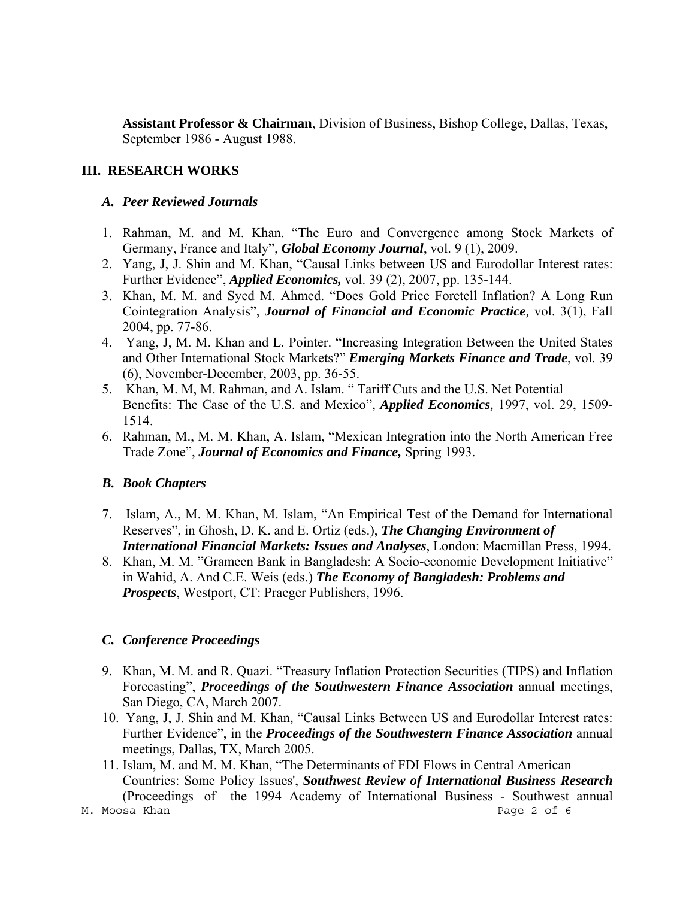**Assistant Professor & Chairman**, Division of Business, Bishop College, Dallas, Texas, September 1986 - August 1988.

## III. RESEARCH WORKS

### *A. Peer Reviewed Journals*

1. Rahman, M. and M. Khan. "The Euro and Convergence among Stock Markets of Germany, France and Italy", ***Global Economy Journal***, vol. 9 (1), 2009.
2. Yang, J, J. Shin and M. Khan, "Causal Links between US and Eurodollar Interest rates: Further Evidence", ***Applied Economics,*** vol. 39 (2), 2007, pp. 135-144.
3. Khan, M. M. and Syed M. Ahmed. "Does Gold Price Foretell Inflation? A Long Run Cointegration Analysis", ***Journal of Financial and Economic Practice***, vol. 3(1), Fall 2004, pp. 77-86.
4. Yang, J, M. M. Khan and L. Pointer. "Increasing Integration Between the United States and Other International Stock Markets?" ***Emerging Markets Finance and Trade***, vol. 39 (6), November-December, 2003, pp. 36-55.
5. Khan, M. M, M. Rahman, and A. Islam. " Tariff Cuts and the U.S. Net Potential Benefits: The Case of the U.S. and Mexico", ***Applied Economics***, 1997, vol. 29, 1509-1514.
6. Rahman, M., M. M. Khan, A. Islam, "Mexican Integration into the North American Free Trade Zone", ***Journal of Economics and Finance,*** Spring 1993.

### *B. Book Chapters*

7. Islam, A., M. M. Khan, M. Islam, "An Empirical Test of the Demand for International Reserves", in Ghosh, D. K. and E. Ortiz (eds.), ***The Changing Environment of International Financial Markets: Issues and Analyses***, London: Macmillan Press, 1994.
8. Khan, M. M. "Grameen Bank in Bangladesh: A Socio-economic Development Initiative" in Wahid, A. And C.E. Weis (eds.) ***The Economy of Bangladesh: Problems and Prospects***, Westport, CT: Praeger Publishers, 1996.

### *C. Conference Proceedings*

9. Khan, M. M. and R. Quazi. "Treasury Inflation Protection Securities (TIPS) and Inflation Forecasting", ***Proceedings of the Southwestern Finance Association*** annual meetings, San Diego, CA, March 2007.
10. Yang, J, J. Shin and M. Khan, "Causal Links Between US and Eurodollar Interest rates: Further Evidence", in the ***Proceedings of the Southwestern Finance Association*** annual meetings, Dallas, TX, March 2005.
11. Islam, M. and M. M. Khan, "The Determinants of FDI Flows in Central American Countries: Some Policy Issues', ***Southwest Review of International Business Research*** (Proceedings of the 1994 Academy of International Business - Southwest annual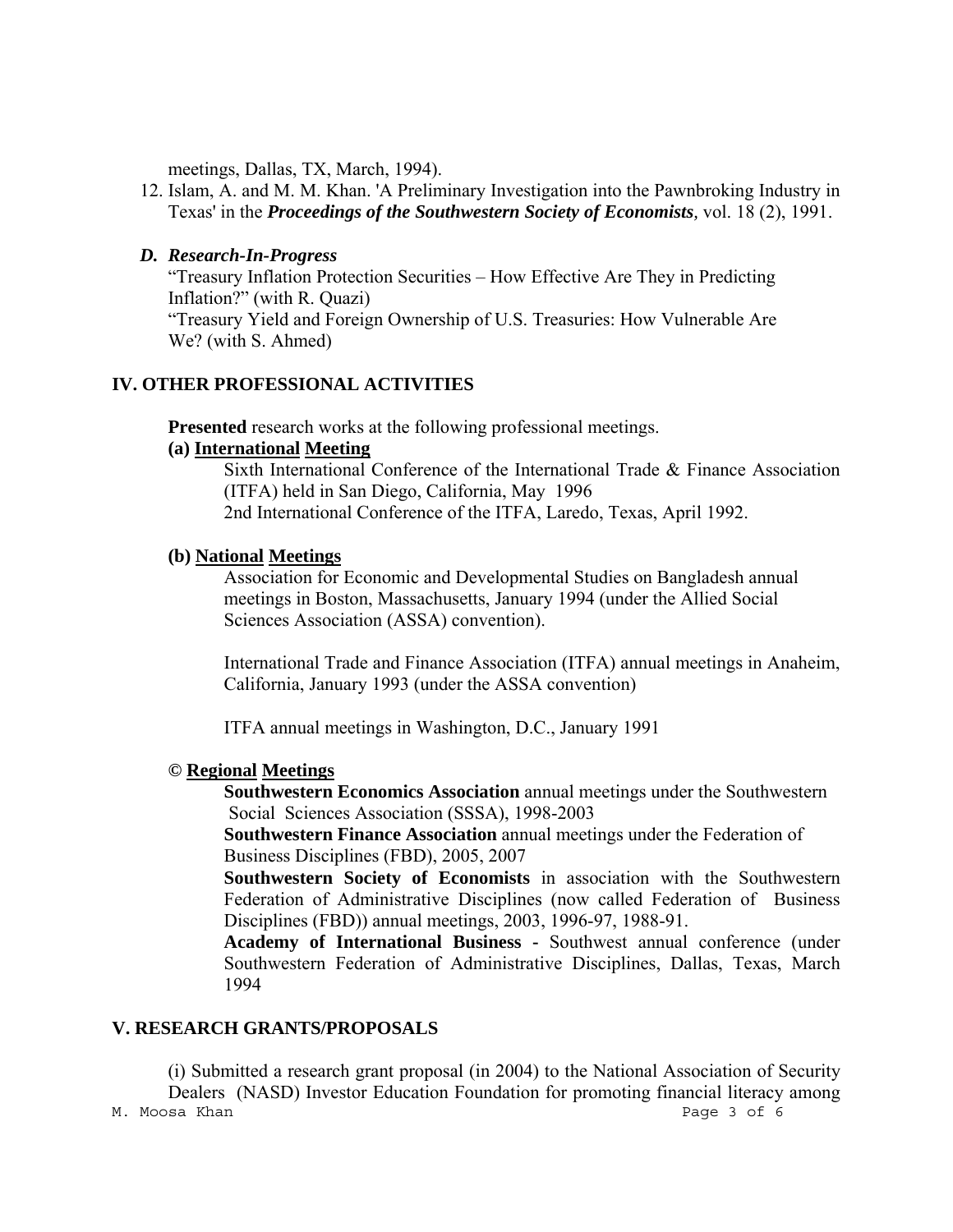meetings, Dallas, TX, March, 1994).

12. Islam, A. and M. M. Khan. 'A Preliminary Investigation into the Pawnbroking Industry in Texas' in the ***Proceedings of the Southwestern Society of Economists,*** vol. 18 (2), 1991.

### *D. Research-In-Progress*

"Treasury Inflation Protection Securities – How Effective Are They in Predicting Inflation?" (with R. Quazi)

"Treasury Yield and Foreign Ownership of U.S. Treasuries: How Vulnerable Are We? (with S. Ahmed)

## IV. OTHER PROFESSIONAL ACTIVITIES

**Presented** research works at the following professional meetings.

**(a) International Meeting**

Sixth International Conference of the International Trade & Finance Association (ITFA) held in San Diego, California, May 1996

2nd International Conference of the ITFA, Laredo, Texas, April 1992.

**(b) National Meetings**

Association for Economic and Developmental Studies on Bangladesh annual meetings in Boston, Massachusetts, January 1994 (under the Allied Social Sciences Association (ASSA) convention).

International Trade and Finance Association (ITFA) annual meetings in Anaheim, California, January 1993 (under the ASSA convention)

ITFA annual meetings in Washington, D.C., January 1991

**© Regional Meetings**

**Southwestern Economics Association** annual meetings under the Southwestern Social Sciences Association (SSSA), 1998-2003

**Southwestern Finance Association** annual meetings under the Federation of Business Disciplines (FBD), 2005, 2007

**Southwestern Society of Economists** in association with the Southwestern Federation of Administrative Disciplines (now called Federation of Business Disciplines (FBD)) annual meetings, 2003, 1996-97, 1988-91.

**Academy of International Business -** Southwest annual conference (under Southwestern Federation of Administrative Disciplines, Dallas, Texas, March 1994

## V. RESEARCH GRANTS/PROPOSALS

(i) Submitted a research grant proposal (in 2004) to the National Association of Security Dealers (NASD) Investor Education Foundation for promoting financial literacy among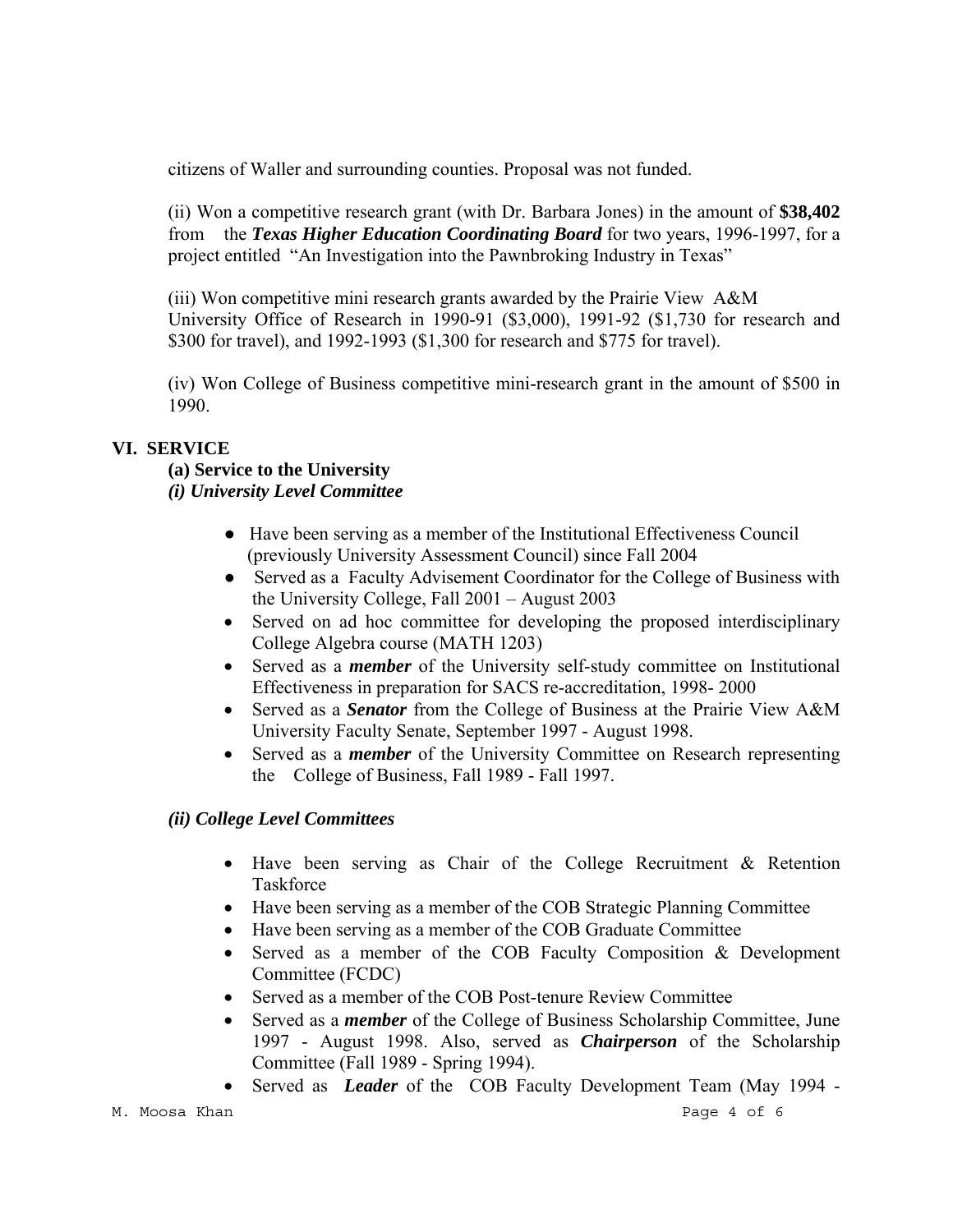citizens of Waller and surrounding counties. Proposal was not funded.

(ii) Won a competitive research grant (with Dr. Barbara Jones) in the amount of **$38,402** from the ***Texas Higher Education Coordinating Board*** for two years, 1996-1997, for a project entitled "An Investigation into the Pawnbroking Industry in Texas"

(iii) Won competitive mini research grants awarded by the Prairie View A&M University Office of Research in 1990-91 ($3,000), 1991-92 ($1,730 for research and $300 for travel), and 1992-1993 ($1,300 for research and $775 for travel).

(iv) Won College of Business competitive mini-research grant in the amount of $500 in 1990.

## VI. SERVICE

### (a) Service to the University

#### *(i) University Level Committee*

- Have been serving as a member of the Institutional Effectiveness Council (previously University Assessment Council) since Fall 2004
- Served as a Faculty Advisement Coordinator for the College of Business with the University College, Fall 2001 – August 2003
- Served on ad hoc committee for developing the proposed interdisciplinary College Algebra course (MATH 1203)
- Served as a ***member*** of the University self-study committee on Institutional Effectiveness in preparation for SACS re-accreditation, 1998- 2000
- Served as a ***Senator*** from the College of Business at the Prairie View A&M University Faculty Senate, September 1997 - August 1998.
- Served as a ***member*** of the University Committee on Research representing the College of Business, Fall 1989 - Fall 1997.

#### *(ii) College Level Committees*

- Have been serving as Chair of the College Recruitment & Retention Taskforce
- Have been serving as a member of the COB Strategic Planning Committee
- Have been serving as a member of the COB Graduate Committee
- Served as a member of the COB Faculty Composition & Development Committee (FCDC)
- Served as a member of the COB Post-tenure Review Committee
- Served as a ***member*** of the College of Business Scholarship Committee, June 1997 - August 1998. Also, served as ***Chairperson*** of the Scholarship Committee (Fall 1989 - Spring 1994).
- Served as ***Leader*** of the COB Faculty Development Team (May 1994 -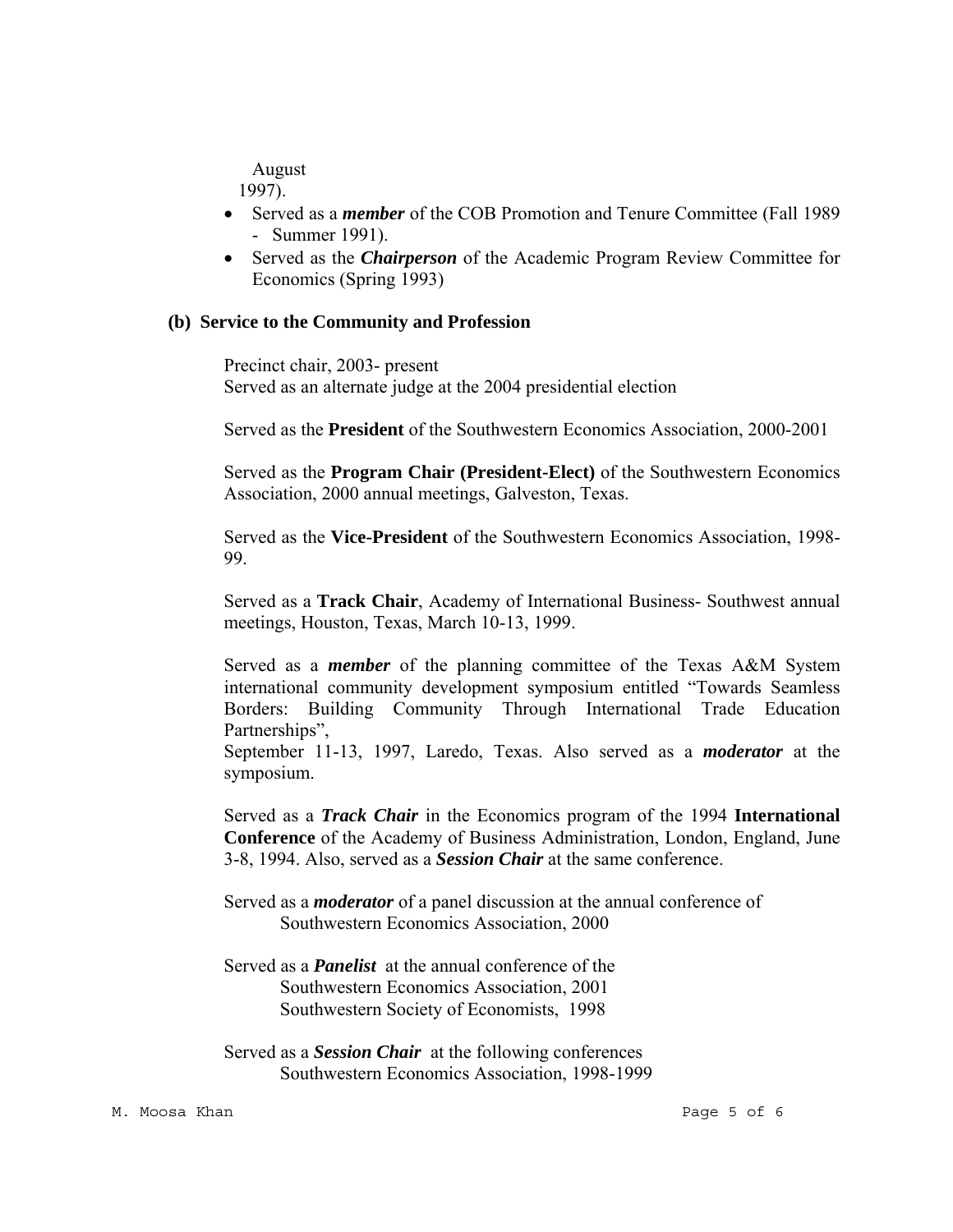August 1997).

- Served as a ***member*** of the COB Promotion and Tenure Committee (Fall 1989 - Summer 1991).
- Served as the ***Chairperson*** of the Academic Program Review Committee for Economics (Spring 1993)

### (b) Service to the Community and Profession

Precinct chair, 2003- present
Served as an alternate judge at the 2004 presidential election

Served as the **President** of the Southwestern Economics Association, 2000-2001

Served as the **Program Chair (President-Elect)** of the Southwestern Economics Association, 2000 annual meetings, Galveston, Texas.

Served as the **Vice-President** of the Southwestern Economics Association, 1998-99.

Served as a **Track Chair**, Academy of International Business- Southwest annual meetings, Houston, Texas, March 10-13, 1999.

Served as a ***member*** of the planning committee of the Texas A&M System international community development symposium entitled "Towards Seamless Borders: Building Community Through International Trade Education Partnerships",
September 11-13, 1997, Laredo, Texas. Also served as a ***moderator*** at the symposium.

Served as a ***Track Chair*** in the Economics program of the 1994 **International Conference** of the Academy of Business Administration, London, England, June 3-8, 1994. Also, served as a ***Session Chair*** at the same conference.

Served as a ***moderator*** of a panel discussion at the annual conference of
Southwestern Economics Association, 2000

Served as a ***Panelist*** at the annual conference of the
Southwestern Economics Association, 2001
Southwestern Society of Economists, 1998

Served as a ***Session Chair*** at the following conferences
Southwestern Economics Association, 1998-1999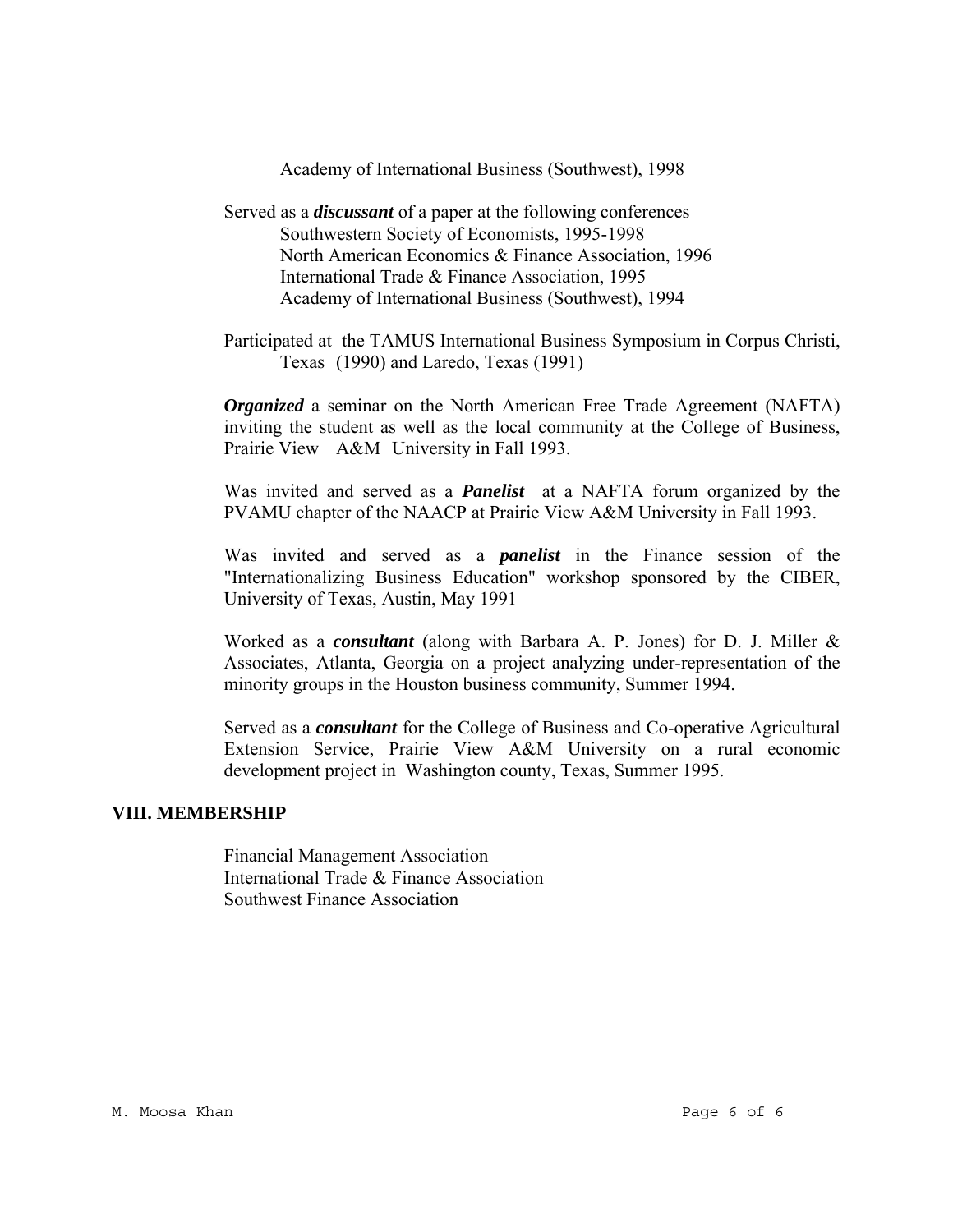Academy of International Business (Southwest), 1998

Served as a ***discussant*** of a paper at the following conferences

Southwestern Society of Economists, 1995-1998
North American Economics & Finance Association, 1996
International Trade & Finance Association, 1995
Academy of International Business (Southwest), 1994

Participated at the TAMUS International Business Symposium in Corpus Christi, Texas (1990) and Laredo, Texas (1991)

***Organized*** a seminar on the North American Free Trade Agreement (NAFTA) inviting the student as well as the local community at the College of Business, Prairie View A&M University in Fall 1993.

Was invited and served as a ***Panelist*** at a NAFTA forum organized by the PVAMU chapter of the NAACP at Prairie View A&M University in Fall 1993.

Was invited and served as a ***panelist*** in the Finance session of the "Internationalizing Business Education" workshop sponsored by the CIBER, University of Texas, Austin, May 1991

Worked as a ***consultant*** (along with Barbara A. P. Jones) for D. J. Miller & Associates, Atlanta, Georgia on a project analyzing under-representation of the minority groups in the Houston business community, Summer 1994.

Served as a ***consultant*** for the College of Business and Co-operative Agricultural Extension Service, Prairie View A&M University on a rural economic development project in Washington county, Texas, Summer 1995.

## VIII. MEMBERSHIP

Financial Management Association
International Trade & Finance Association
Southwest Finance Association